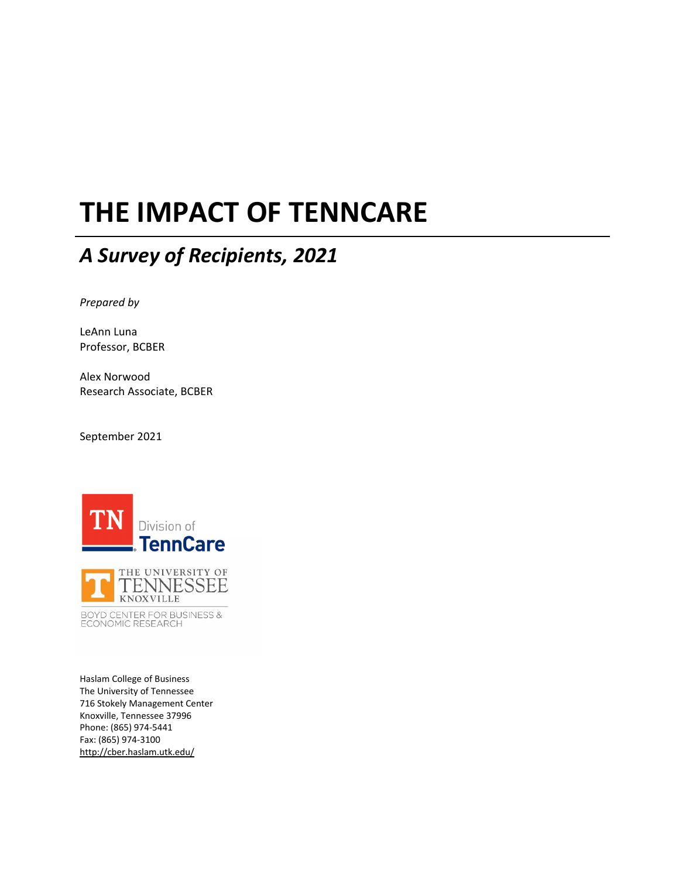# THE IMPACT OF TENNCARE

## *A Survey of Recipients, 2021*

*Prepared by*

LeAnn Luna
Professor, BCBER

Alex Norwood
Research Associate, BCBER

September 2021

TN Division of TennCare

THE UNIVERSITY OF TENNESSEE KNOXVILLE

BOYD CENTER FOR BUSINESS & ECONOMIC RESEARCH

Haslam College of Business
The University of Tennessee
716 Stokely Management Center
Knoxville, Tennessee 37996
Phone: (865) 974-5441
Fax: (865) 974-3100
http://cber.haslam.utk.edu/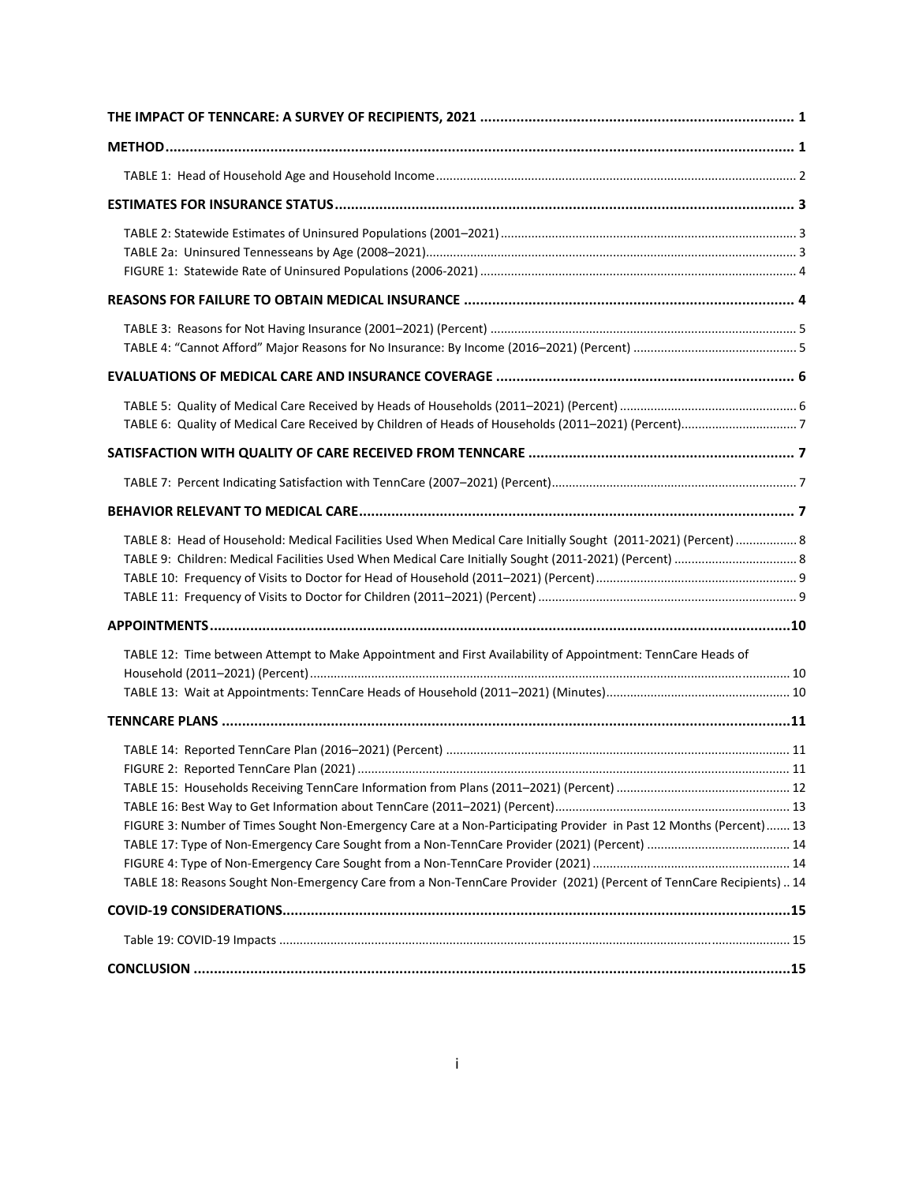| | |
|---|---|
| **THE IMPACT OF TENNCARE: A SURVEY OF RECIPIENTS, 2021** | **1** |
| **METHOD** | **1** |
| TABLE 1: Head of Household Age and Household Income | 2 |
| **ESTIMATES FOR INSURANCE STATUS** | **3** |
| TABLE 2: Statewide Estimates of Uninsured Populations (2001–2021) | 3 |
| TABLE 2a: Uninsured Tennesseans by Age (2008–2021) | 3 |
| FIGURE 1: Statewide Rate of Uninsured Populations (2006-2021) | 4 |
| **REASONS FOR FAILURE TO OBTAIN MEDICAL INSURANCE** | **4** |
| TABLE 3: Reasons for Not Having Insurance (2001–2021) (Percent) | 5 |
| TABLE 4: "Cannot Afford" Major Reasons for No Insurance: By Income (2016–2021) (Percent) | 5 |
| **EVALUATIONS OF MEDICAL CARE AND INSURANCE COVERAGE** | **6** |
| TABLE 5: Quality of Medical Care Received by Heads of Households (2011–2021) (Percent) | 6 |
| TABLE 6: Quality of Medical Care Received by Children of Heads of Households (2011–2021) (Percent) | 7 |
| **SATISFACTION WITH QUALITY OF CARE RECEIVED FROM TENNCARE** | **7** |
| TABLE 7: Percent Indicating Satisfaction with TennCare (2007–2021) (Percent) | 7 |
| **BEHAVIOR RELEVANT TO MEDICAL CARE** | **7** |
| TABLE 8: Head of Household: Medical Facilities Used When Medical Care Initially Sought (2011-2021) (Percent) | 8 |
| TABLE 9: Children: Medical Facilities Used When Medical Care Initially Sought (2011-2021) (Percent) | 8 |
| TABLE 10: Frequency of Visits to Doctor for Head of Household (2011–2021) (Percent) | 9 |
| TABLE 11: Frequency of Visits to Doctor for Children (2011–2021) (Percent) | 9 |
| **APPOINTMENTS** | **10** |
| TABLE 12: Time between Attempt to Make Appointment and First Availability of Appointment: TennCare Heads of Household (2011–2021) (Percent) | 10 |
| TABLE 13: Wait at Appointments: TennCare Heads of Household (2011–2021) (Minutes) | 10 |
| **TENNCARE PLANS** | **11** |
| TABLE 14: Reported TennCare Plan (2016–2021) (Percent) | 11 |
| FIGURE 2: Reported TennCare Plan (2021) | 11 |
| TABLE 15: Households Receiving TennCare Information from Plans (2011–2021) (Percent) | 12 |
| TABLE 16: Best Way to Get Information about TennCare (2011–2021) (Percent) | 13 |
| FIGURE 3: Number of Times Sought Non-Emergency Care at a Non-Participating Provider in Past 12 Months (Percent) | 13 |
| TABLE 17: Type of Non-Emergency Care Sought from a Non-TennCare Provider (2021) (Percent) | 14 |
| FIGURE 4: Type of Non-Emergency Care Sought from a Non-TennCare Provider (2021) | 14 |
| TABLE 18: Reasons Sought Non-Emergency Care from a Non-TennCare Provider (2021) (Percent of TennCare Recipients) | 14 |
| **COVID-19 CONSIDERATIONS** | **15** |
| Table 19: COVID-19 Impacts | 15 |
| **CONCLUSION** | **15** |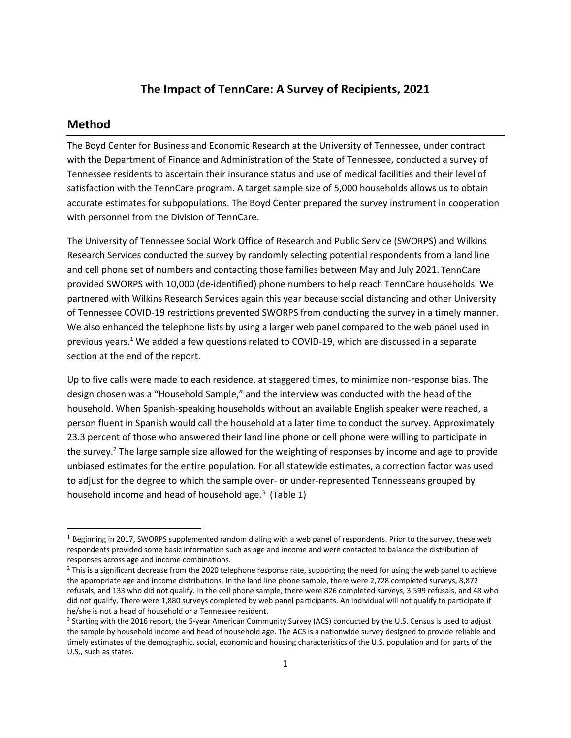# The Impact of TennCare: A Survey of Recipients, 2021

## Method

The Boyd Center for Business and Economic Research at the University of Tennessee, under contract with the Department of Finance and Administration of the State of Tennessee, conducted a survey of Tennessee residents to ascertain their insurance status and use of medical facilities and their level of satisfaction with the TennCare program. A target sample size of 5,000 households allows us to obtain accurate estimates for subpopulations. The Boyd Center prepared the survey instrument in cooperation with personnel from the Division of TennCare.

The University of Tennessee Social Work Office of Research and Public Service (SWORPS) and Wilkins Research Services conducted the survey by randomly selecting potential respondents from a land line and cell phone set of numbers and contacting those families between May and July 2021. TennCare provided SWORPS with 10,000 (de-identified) phone numbers to help reach TennCare households. We partnered with Wilkins Research Services again this year because social distancing and other University of Tennessee COVID-19 restrictions prevented SWORPS from conducting the survey in a timely manner. We also enhanced the telephone lists by using a larger web panel compared to the web panel used in previous years.[1] We added a few questions related to COVID-19, which are discussed in a separate section at the end of the report.

Up to five calls were made to each residence, at staggered times, to minimize non-response bias. The design chosen was a "Household Sample," and the interview was conducted with the head of the household. When Spanish-speaking households without an available English speaker were reached, a person fluent in Spanish would call the household at a later time to conduct the survey. Approximately 23.3 percent of those who answered their land line phone or cell phone were willing to participate in the survey.[2] The large sample size allowed for the weighting of responses by income and age to provide unbiased estimates for the entire population. For all statewide estimates, a correction factor was used to adjust for the degree to which the sample over- or under-represented Tennesseans grouped by household income and head of household age.[3] (Table 1)

---

[1] Beginning in 2017, SWORPS supplemented random dialing with a web panel of respondents. Prior to the survey, these web respondents provided some basic information such as age and income and were contacted to balance the distribution of responses across age and income combinations.

[2] This is a significant decrease from the 2020 telephone response rate, supporting the need for using the web panel to achieve the appropriate age and income distributions. In the land line phone sample, there were 2,728 completed surveys, 8,872 refusals, and 133 who did not qualify. In the cell phone sample, there were 826 completed surveys, 3,599 refusals, and 48 who did not qualify. There were 1,880 surveys completed by web panel participants. An individual will not qualify to participate if he/she is not a head of household or a Tennessee resident.

[3] Starting with the 2016 report, the 5-year American Community Survey (ACS) conducted by the U.S. Census is used to adjust the sample by household income and head of household age. The ACS is a nationwide survey designed to provide reliable and timely estimates of the demographic, social, economic and housing characteristics of the U.S. population and for parts of the U.S., such as states.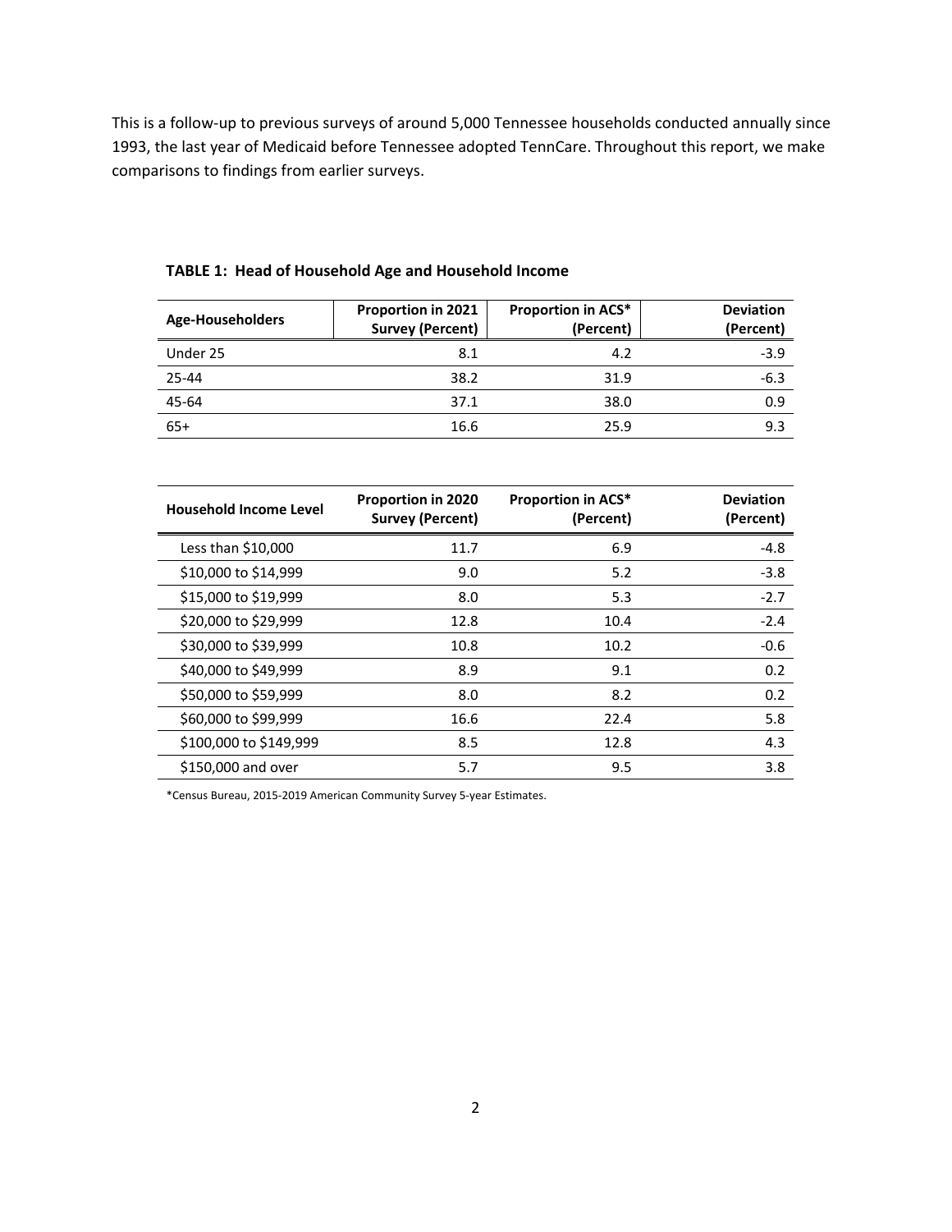This is a follow-up to previous surveys of around 5,000 Tennessee households conducted annually since 1993, the last year of Medicaid before Tennessee adopted TennCare. Throughout this report, we make comparisons to findings from earlier surveys.

**TABLE 1: Head of Household Age and Household Income**

| Age-Householders | Proportion in 2021 Survey (Percent) | Proportion in ACS* (Percent) | Deviation (Percent) |
|---|---|---|---|
| Under 25 | 8.1 | 4.2 | -3.9 |
| 25-44 | 38.2 | 31.9 | -6.3 |
| 45-64 | 37.1 | 38.0 | 0.9 |
| 65+ | 16.6 | 25.9 | 9.3 |

| Household Income Level | Proportion in 2020 Survey (Percent) | Proportion in ACS* (Percent) | Deviation (Percent) |
|---|---|---|---|
| Less than $10,000 | 11.7 | 6.9 | -4.8 |
| $10,000 to $14,999 | 9.0 | 5.2 | -3.8 |
| $15,000 to $19,999 | 8.0 | 5.3 | -2.7 |
| $20,000 to $29,999 | 12.8 | 10.4 | -2.4 |
| $30,000 to $39,999 | 10.8 | 10.2 | -0.6 |
| $40,000 to $49,999 | 8.9 | 9.1 | 0.2 |
| $50,000 to $59,999 | 8.0 | 8.2 | 0.2 |
| $60,000 to $99,999 | 16.6 | 22.4 | 5.8 |
| $100,000 to $149,999 | 8.5 | 12.8 | 4.3 |
| $150,000 and over | 5.7 | 9.5 | 3.8 |

*Census Bureau, 2015-2019 American Community Survey 5-year Estimates.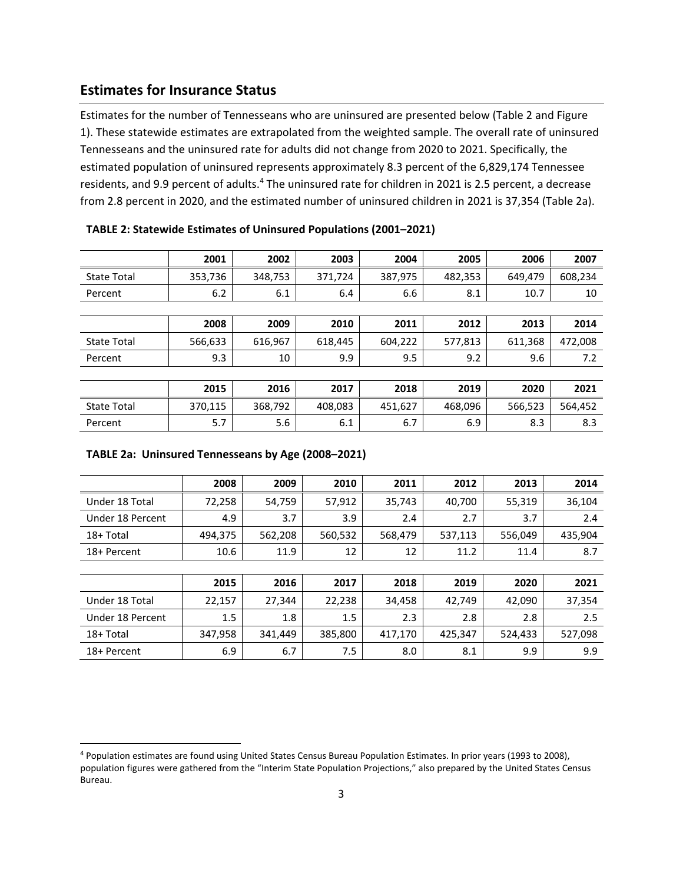## Estimates for Insurance Status

Estimates for the number of Tennesseans who are uninsured are presented below (Table 2 and Figure 1). These statewide estimates are extrapolated from the weighted sample. The overall rate of uninsured Tennesseans and the uninsured rate for adults did not change from 2020 to 2021. Specifically, the estimated population of uninsured represents approximately 8.3 percent of the 6,829,174 Tennessee residents, and 9.9 percent of adults.[4] The uninsured rate for children in 2021 is 2.5 percent, a decrease from 2.8 percent in 2020, and the estimated number of uninsured children in 2021 is 37,354 (Table 2a).

**TABLE 2: Statewide Estimates of Uninsured Populations (2001–2021)**

| | 2001 | 2002 | 2003 | 2004 | 2005 | 2006 | 2007 |
|---|---|---|---|---|---|---|---|
| State Total | 353,736 | 348,753 | 371,724 | 387,975 | 482,353 | 649,479 | 608,234 |
| Percent | 6.2 | 6.1 | 6.4 | 6.6 | 8.1 | 10.7 | 10 |

| | 2008 | 2009 | 2010 | 2011 | 2012 | 2013 | 2014 |
|---|---|---|---|---|---|---|---|
| State Total | 566,633 | 616,967 | 618,445 | 604,222 | 577,813 | 611,368 | 472,008 |
| Percent | 9.3 | 10 | 9.9 | 9.5 | 9.2 | 9.6 | 7.2 |

| | 2015 | 2016 | 2017 | 2018 | 2019 | 2020 | 2021 |
|---|---|---|---|---|---|---|---|
| State Total | 370,115 | 368,792 | 408,083 | 451,627 | 468,096 | 566,523 | 564,452 |
| Percent | 5.7 | 5.6 | 6.1 | 6.7 | 6.9 | 8.3 | 8.3 |

**TABLE 2a: Uninsured Tennesseans by Age (2008–2021)**

| | 2008 | 2009 | 2010 | 2011 | 2012 | 2013 | 2014 |
|---|---|---|---|---|---|---|---|
| Under 18 Total | 72,258 | 54,759 | 57,912 | 35,743 | 40,700 | 55,319 | 36,104 |
| Under 18 Percent | 4.9 | 3.7 | 3.9 | 2.4 | 2.7 | 3.7 | 2.4 |
| 18+ Total | 494,375 | 562,208 | 560,532 | 568,479 | 537,113 | 556,049 | 435,904 |
| 18+ Percent | 10.6 | 11.9 | 12 | 12 | 11.2 | 11.4 | 8.7 |

| | 2015 | 2016 | 2017 | 2018 | 2019 | 2020 | 2021 |
|---|---|---|---|---|---|---|---|
| Under 18 Total | 22,157 | 27,344 | 22,238 | 34,458 | 42,749 | 42,090 | 37,354 |
| Under 18 Percent | 1.5 | 1.8 | 1.5 | 2.3 | 2.8 | 2.8 | 2.5 |
| 18+ Total | 347,958 | 341,449 | 385,800 | 417,170 | 425,347 | 524,433 | 527,098 |
| 18+ Percent | 6.9 | 6.7 | 7.5 | 8.0 | 8.1 | 9.9 | 9.9 |

[4] Population estimates are found using United States Census Bureau Population Estimates. In prior years (1993 to 2008), population figures were gathered from the "Interim State Population Projections," also prepared by the United States Census Bureau.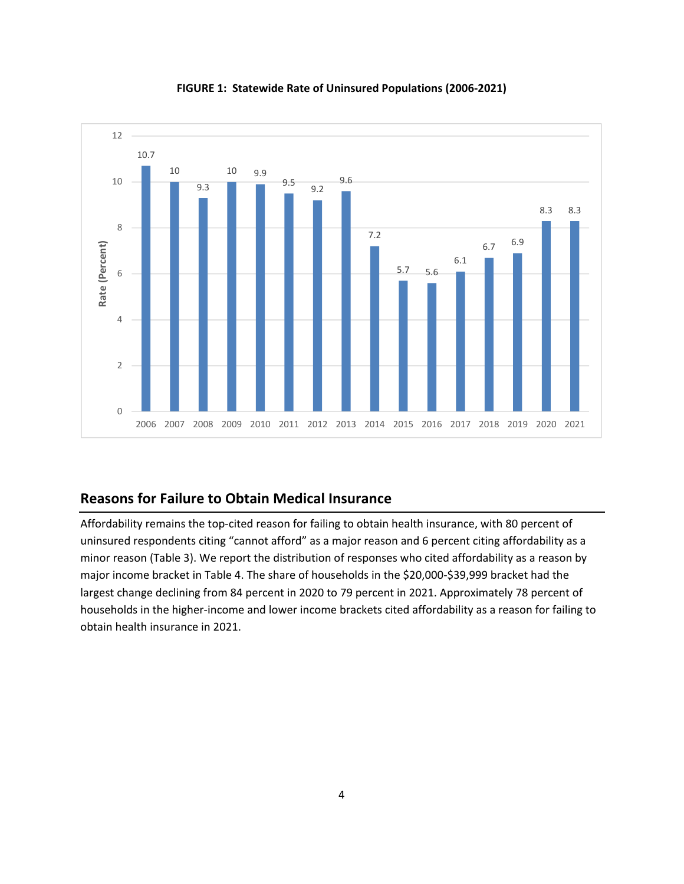**FIGURE 1: Statewide Rate of Uninsured Populations (2006-2021)**

| Year | Rate (Percent) |
|---|---|
| 2006 | 10.7 |
| 2007 | 10 |
| 2008 | 9.3 |
| 2009 | 10 |
| 2010 | 9.9 |
| 2011 | 9.5 |
| 2012 | 9.2 |
| 2013 | 9.6 |
| 2014 | 7.2 |
| 2015 | 5.7 |
| 2016 | 5.6 |
| 2017 | 6.1 |
| 2018 | 6.7 |
| 2019 | 6.9 |
| 2020 | 8.3 |
| 2021 | 8.3 |

## Reasons for Failure to Obtain Medical Insurance

Affordability remains the top-cited reason for failing to obtain health insurance, with 80 percent of uninsured respondents citing "cannot afford" as a major reason and 6 percent citing affordability as a minor reason (Table 3). We report the distribution of responses who cited affordability as a reason by major income bracket in Table 4. The share of households in the $20,000-$39,999 bracket had the largest change declining from 84 percent in 2020 to 79 percent in 2021. Approximately 78 percent of households in the higher-income and lower income brackets cited affordability as a reason for failing to obtain health insurance in 2021.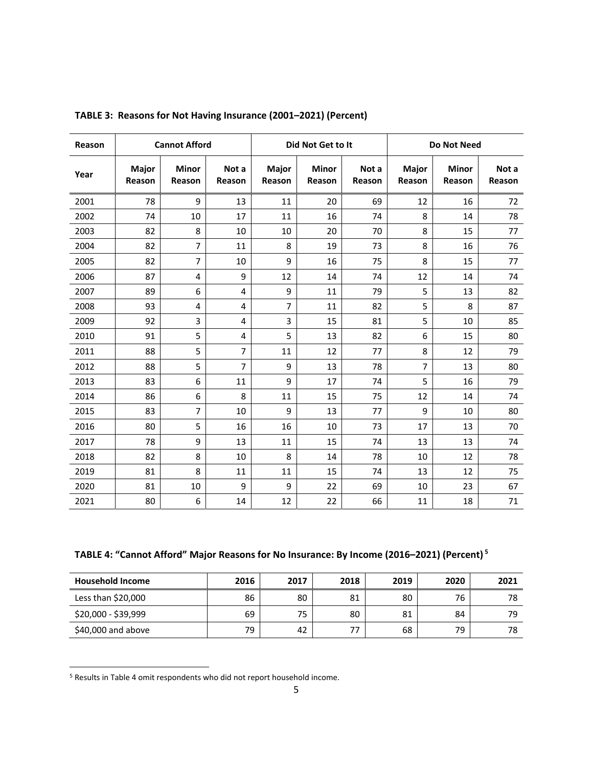**TABLE 3: Reasons for Not Having Insurance (2001–2021) (Percent)**

| Reason | Cannot Afford | | | Did Not Get to It | | | Do Not Need | | |
|---|---|---|---|---|---|---|---|---|---|
| Year | Major Reason | Minor Reason | Not a Reason | Major Reason | Minor Reason | Not a Reason | Major Reason | Minor Reason | Not a Reason |
| 2001 | 78 | 9 | 13 | 11 | 20 | 69 | 12 | 16 | 72 |
| 2002 | 74 | 10 | 17 | 11 | 16 | 74 | 8 | 14 | 78 |
| 2003 | 82 | 8 | 10 | 10 | 20 | 70 | 8 | 15 | 77 |
| 2004 | 82 | 7 | 11 | 8 | 19 | 73 | 8 | 16 | 76 |
| 2005 | 82 | 7 | 10 | 9 | 16 | 75 | 8 | 15 | 77 |
| 2006 | 87 | 4 | 9 | 12 | 14 | 74 | 12 | 14 | 74 |
| 2007 | 89 | 6 | 4 | 9 | 11 | 79 | 5 | 13 | 82 |
| 2008 | 93 | 4 | 4 | 7 | 11 | 82 | 5 | 8 | 87 |
| 2009 | 92 | 3 | 4 | 3 | 15 | 81 | 5 | 10 | 85 |
| 2010 | 91 | 5 | 4 | 5 | 13 | 82 | 6 | 15 | 80 |
| 2011 | 88 | 5 | 7 | 11 | 12 | 77 | 8 | 12 | 79 |
| 2012 | 88 | 5 | 7 | 9 | 13 | 78 | 7 | 13 | 80 |
| 2013 | 83 | 6 | 11 | 9 | 17 | 74 | 5 | 16 | 79 |
| 2014 | 86 | 6 | 8 | 11 | 15 | 75 | 12 | 14 | 74 |
| 2015 | 83 | 7 | 10 | 9 | 13 | 77 | 9 | 10 | 80 |
| 2016 | 80 | 5 | 16 | 16 | 10 | 73 | 17 | 13 | 70 |
| 2017 | 78 | 9 | 13 | 11 | 15 | 74 | 13 | 13 | 74 |
| 2018 | 82 | 8 | 10 | 8 | 14 | 78 | 10 | 12 | 78 |
| 2019 | 81 | 8 | 11 | 11 | 15 | 74 | 13 | 12 | 75 |
| 2020 | 81 | 10 | 9 | 9 | 22 | 69 | 10 | 23 | 67 |
| 2021 | 80 | 6 | 14 | 12 | 22 | 66 | 11 | 18 | 71 |

**TABLE 4: "Cannot Afford" Major Reasons for No Insurance: By Income (2016–2021) (Percent)** [5]

| Household Income | 2016 | 2017 | 2018 | 2019 | 2020 | 2021 |
|---|---|---|---|---|---|---|
| Less than $20,000 | 86 | 80 | 81 | 80 | 76 | 78 |
| $20,000 - $39,999 | 69 | 75 | 80 | 81 | 84 | 79 |
| $40,000 and above | 79 | 42 | 77 | 68 | 79 | 78 |

[5] Results in Table 4 omit respondents who did not report household income.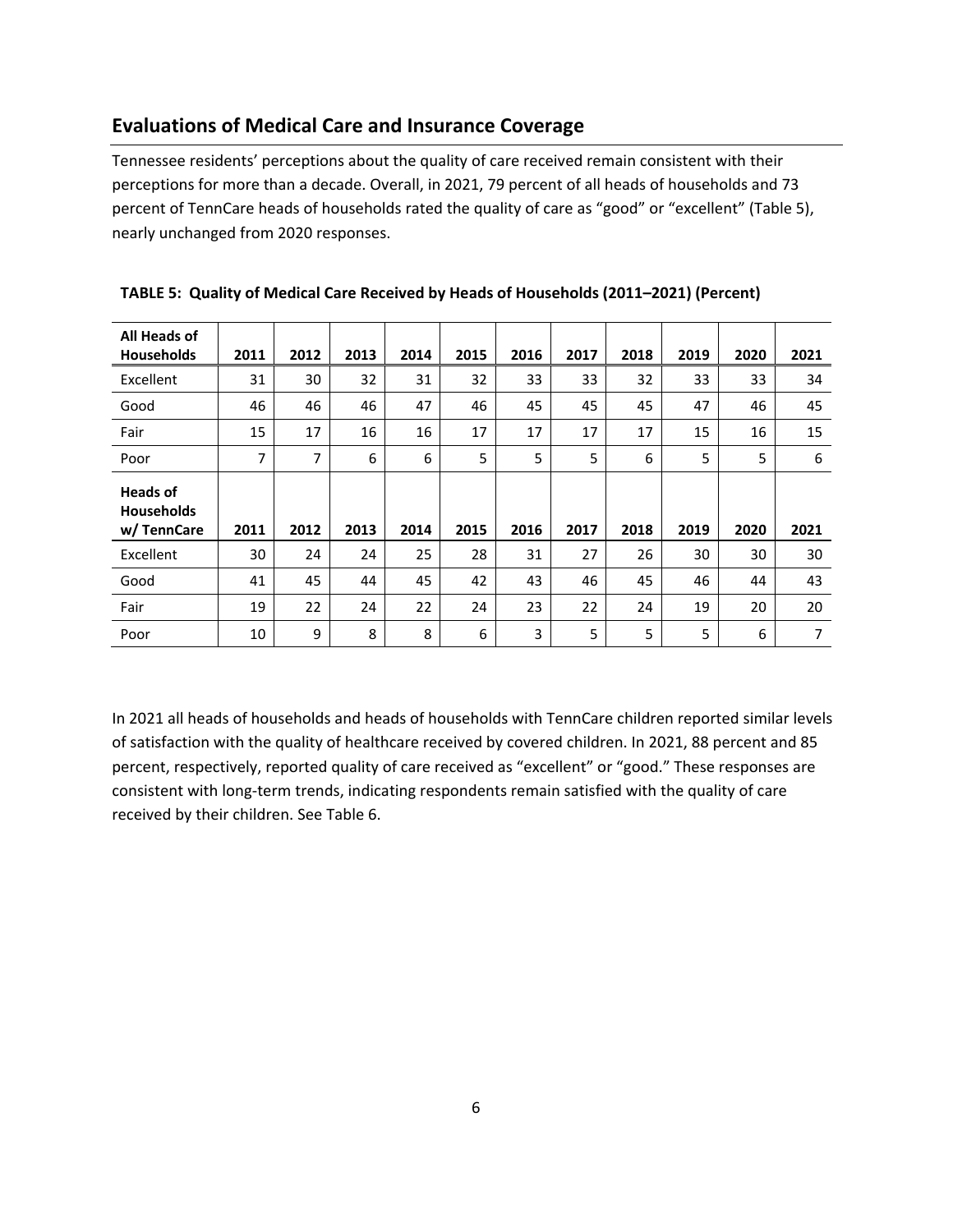## Evaluations of Medical Care and Insurance Coverage

Tennessee residents' perceptions about the quality of care received remain consistent with their perceptions for more than a decade. Overall, in 2021, 79 percent of all heads of households and 73 percent of TennCare heads of households rated the quality of care as "good" or "excellent" (Table 5), nearly unchanged from 2020 responses.

**TABLE 5: Quality of Medical Care Received by Heads of Households (2011–2021) (Percent)**

| All Heads of Households | 2011 | 2012 | 2013 | 2014 | 2015 | 2016 | 2017 | 2018 | 2019 | 2020 | 2021 |
|---|---|---|---|---|---|---|---|---|---|---|---|
| Excellent | 31 | 30 | 32 | 31 | 32 | 33 | 33 | 32 | 33 | 33 | 34 |
| Good | 46 | 46 | 46 | 47 | 46 | 45 | 45 | 45 | 47 | 46 | 45 |
| Fair | 15 | 17 | 16 | 16 | 17 | 17 | 17 | 17 | 15 | 16 | 15 |
| Poor | 7 | 7 | 6 | 6 | 5 | 5 | 5 | 6 | 5 | 5 | 6 |
| **Heads of Households w/ TennCare** | **2011** | **2012** | **2013** | **2014** | **2015** | **2016** | **2017** | **2018** | **2019** | **2020** | **2021** |
| Excellent | 30 | 24 | 24 | 25 | 28 | 31 | 27 | 26 | 30 | 30 | 30 |
| Good | 41 | 45 | 44 | 45 | 42 | 43 | 46 | 45 | 46 | 44 | 43 |
| Fair | 19 | 22 | 24 | 22 | 24 | 23 | 22 | 24 | 19 | 20 | 20 |
| Poor | 10 | 9 | 8 | 8 | 6 | 3 | 5 | 5 | 5 | 6 | 7 |

In 2021 all heads of households and heads of households with TennCare children reported similar levels of satisfaction with the quality of healthcare received by covered children. In 2021, 88 percent and 85 percent, respectively, reported quality of care received as "excellent" or "good." These responses are consistent with long-term trends, indicating respondents remain satisfied with the quality of care received by their children. See Table 6.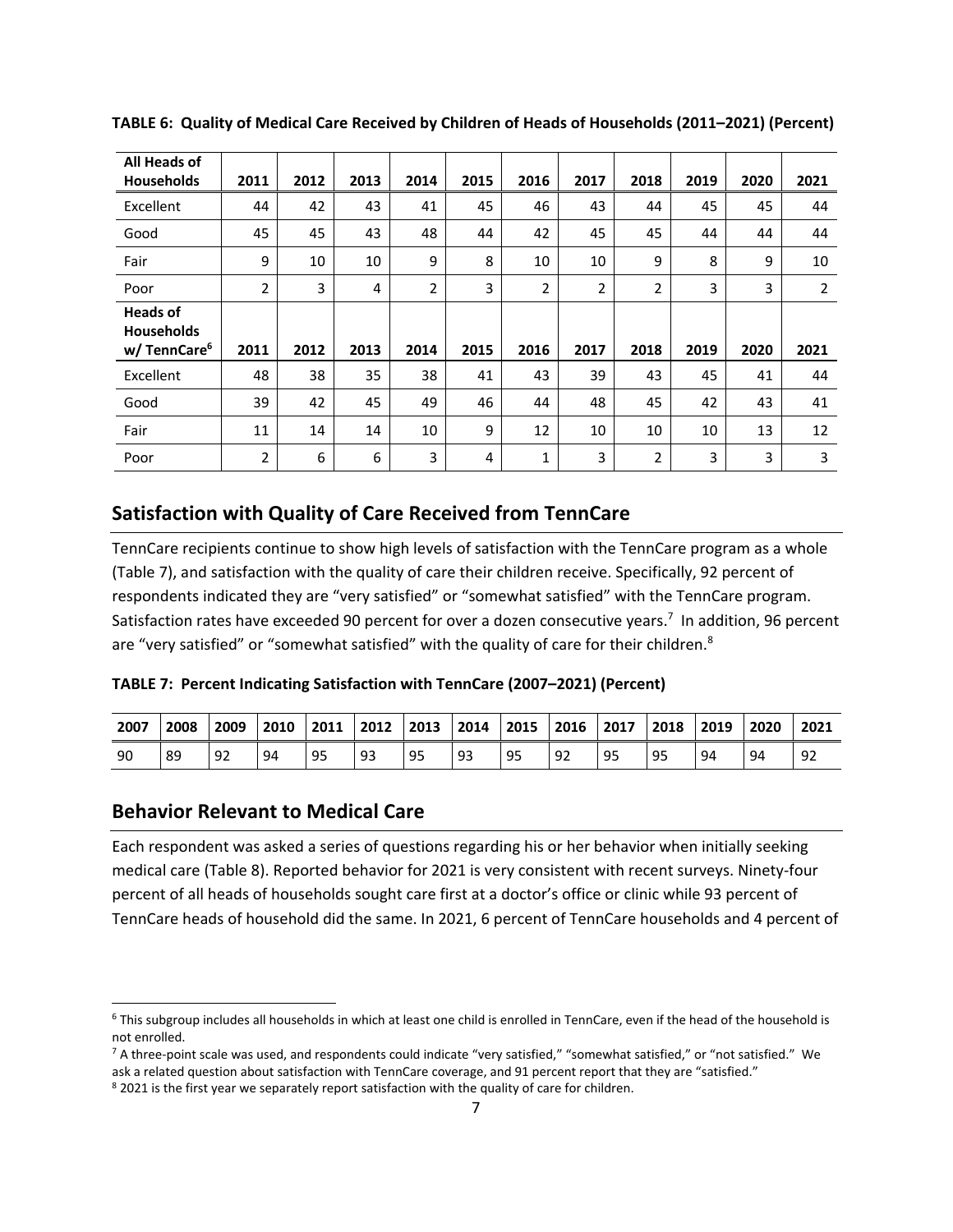**TABLE 6: Quality of Medical Care Received by Children of Heads of Households (2011–2021) (Percent)**

| All Heads of Households | 2011 | 2012 | 2013 | 2014 | 2015 | 2016 | 2017 | 2018 | 2019 | 2020 | 2021 |
|---|---|---|---|---|---|---|---|---|---|---|---|
| Excellent | 44 | 42 | 43 | 41 | 45 | 46 | 43 | 44 | 45 | 45 | 44 |
| Good | 45 | 45 | 43 | 48 | 44 | 42 | 45 | 45 | 44 | 44 | 44 |
| Fair | 9 | 10 | 10 | 9 | 8 | 10 | 10 | 9 | 8 | 9 | 10 |
| Poor | 2 | 3 | 4 | 2 | 3 | 2 | 2 | 2 | 3 | 3 | 2 |
| **Heads of Households w/ TennCare[6]** | **2011** | **2012** | **2013** | **2014** | **2015** | **2016** | **2017** | **2018** | **2019** | **2020** | **2021** |
| Excellent | 48 | 38 | 35 | 38 | 41 | 43 | 39 | 43 | 45 | 41 | 44 |
| Good | 39 | 42 | 45 | 49 | 46 | 44 | 48 | 45 | 42 | 43 | 41 |
| Fair | 11 | 14 | 14 | 10 | 9 | 12 | 10 | 10 | 10 | 13 | 12 |
| Poor | 2 | 6 | 6 | 3 | 4 | 1 | 3 | 2 | 3 | 3 | 3 |

## Satisfaction with Quality of Care Received from TennCare

TennCare recipients continue to show high levels of satisfaction with the TennCare program as a whole (Table 7), and satisfaction with the quality of care their children receive. Specifically, 92 percent of respondents indicated they are "very satisfied" or "somewhat satisfied" with the TennCare program. Satisfaction rates have exceeded 90 percent for over a dozen consecutive years.[7] In addition, 96 percent are "very satisfied" or "somewhat satisfied" with the quality of care for their children.[8]

**TABLE 7: Percent Indicating Satisfaction with TennCare (2007–2021) (Percent)**

| 2007 | 2008 | 2009 | 2010 | 2011 | 2012 | 2013 | 2014 | 2015 | 2016 | 2017 | 2018 | 2019 | 2020 | 2021 |
|---|---|---|---|---|---|---|---|---|---|---|---|---|---|---|
| 90 | 89 | 92 | 94 | 95 | 93 | 95 | 93 | 95 | 92 | 95 | 95 | 94 | 94 | 92 |

## Behavior Relevant to Medical Care

Each respondent was asked a series of questions regarding his or her behavior when initially seeking medical care (Table 8). Reported behavior for 2021 is very consistent with recent surveys. Ninety-four percent of all heads of households sought care first at a doctor's office or clinic while 93 percent of TennCare heads of household did the same. In 2021, 6 percent of TennCare households and 4 percent of

---

[6] This subgroup includes all households in which at least one child is enrolled in TennCare, even if the head of the household is not enrolled.

[7] A three-point scale was used, and respondents could indicate "very satisfied," "somewhat satisfied," or "not satisfied." We ask a related question about satisfaction with TennCare coverage, and 91 percent report that they are "satisfied."

[8] 2021 is the first year we separately report satisfaction with the quality of care for children.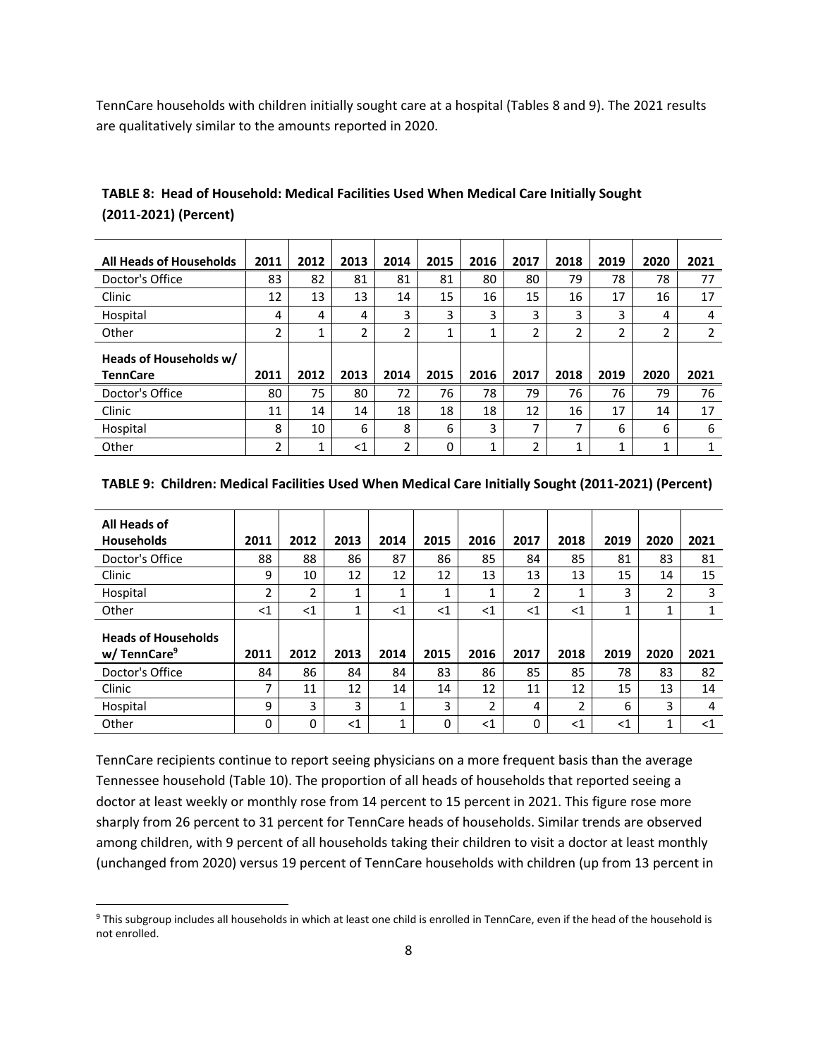TennCare households with children initially sought care at a hospital (Tables 8 and 9). The 2021 results are qualitatively similar to the amounts reported in 2020.

**TABLE 8: Head of Household: Medical Facilities Used When Medical Care Initially Sought (2011-2021) (Percent)**

| All Heads of Households | 2011 | 2012 | 2013 | 2014 | 2015 | 2016 | 2017 | 2018 | 2019 | 2020 | 2021 |
|---|---|---|---|---|---|---|---|---|---|---|---|
| Doctor's Office | 83 | 82 | 81 | 81 | 81 | 80 | 80 | 79 | 78 | 78 | 77 |
| Clinic | 12 | 13 | 13 | 14 | 15 | 16 | 15 | 16 | 17 | 16 | 17 |
| Hospital | 4 | 4 | 4 | 3 | 3 | 3 | 3 | 3 | 3 | 4 | 4 |
| Other | 2 | 1 | 2 | 2 | 1 | 1 | 2 | 2 | 2 | 2 | 2 |
| **Heads of Households w/ TennCare** | **2011** | **2012** | **2013** | **2014** | **2015** | **2016** | **2017** | **2018** | **2019** | **2020** | **2021** |
| Doctor's Office | 80 | 75 | 80 | 72 | 76 | 78 | 79 | 76 | 76 | 79 | 76 |
| Clinic | 11 | 14 | 14 | 18 | 18 | 18 | 12 | 16 | 17 | 14 | 17 |
| Hospital | 8 | 10 | 6 | 8 | 6 | 3 | 7 | 7 | 6 | 6 | 6 |
| Other | 2 | 1 | <1 | 2 | 0 | 1 | 2 | 1 | 1 | 1 | 1 |

**TABLE 9: Children: Medical Facilities Used When Medical Care Initially Sought (2011-2021) (Percent)**

| All Heads of Households | 2011 | 2012 | 2013 | 2014 | 2015 | 2016 | 2017 | 2018 | 2019 | 2020 | 2021 |
|---|---|---|---|---|---|---|---|---|---|---|---|
| Doctor's Office | 88 | 88 | 86 | 87 | 86 | 85 | 84 | 85 | 81 | 83 | 81 |
| Clinic | 9 | 10 | 12 | 12 | 12 | 13 | 13 | 13 | 15 | 14 | 15 |
| Hospital | 2 | 2 | 1 | 1 | 1 | 1 | 2 | 1 | 3 | 2 | 3 |
| Other | <1 | <1 | 1 | <1 | <1 | <1 | <1 | <1 | 1 | 1 | 1 |
| **Heads of Households w/ TennCare[9]** | **2011** | **2012** | **2013** | **2014** | **2015** | **2016** | **2017** | **2018** | **2019** | **2020** | **2021** |
| Doctor's Office | 84 | 86 | 84 | 84 | 83 | 86 | 85 | 85 | 78 | 83 | 82 |
| Clinic | 7 | 11 | 12 | 14 | 14 | 12 | 11 | 12 | 15 | 13 | 14 |
| Hospital | 9 | 3 | 3 | 1 | 3 | 2 | 4 | 2 | 6 | 3 | 4 |
| Other | 0 | 0 | <1 | 1 | 0 | <1 | 0 | <1 | <1 | 1 | <1 |

TennCare recipients continue to report seeing physicians on a more frequent basis than the average Tennessee household (Table 10). The proportion of all heads of households that reported seeing a doctor at least weekly or monthly rose from 14 percent to 15 percent in 2021. This figure rose more sharply from 26 percent to 31 percent for TennCare heads of households. Similar trends are observed among children, with 9 percent of all households taking their children to visit a doctor at least monthly (unchanged from 2020) versus 19 percent of TennCare households with children (up from 13 percent in

[9] This subgroup includes all households in which at least one child is enrolled in TennCare, even if the head of the household is not enrolled.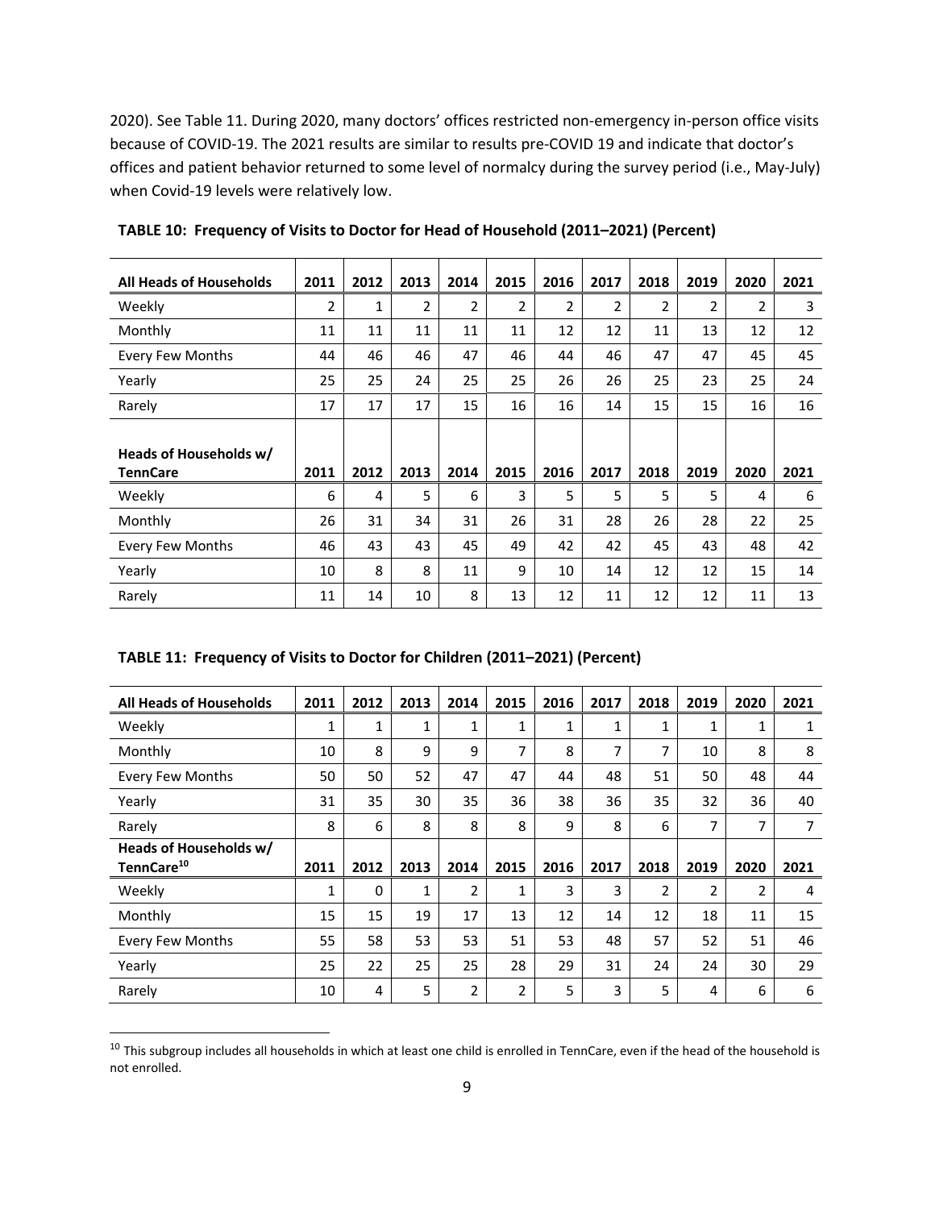2020). See Table 11. During 2020, many doctors' offices restricted non-emergency in-person office visits because of COVID-19. The 2021 results are similar to results pre-COVID 19 and indicate that doctor's offices and patient behavior returned to some level of normalcy during the survey period (i.e., May-July) when Covid-19 levels were relatively low.

**TABLE 10: Frequency of Visits to Doctor for Head of Household (2011–2021) (Percent)**

| All Heads of Households | 2011 | 2012 | 2013 | 2014 | 2015 | 2016 | 2017 | 2018 | 2019 | 2020 | 2021 |
|---|---|---|---|---|---|---|---|---|---|---|---|
| Weekly | 2 | 1 | 2 | 2 | 2 | 2 | 2 | 2 | 2 | 2 | 3 |
| Monthly | 11 | 11 | 11 | 11 | 11 | 12 | 12 | 11 | 13 | 12 | 12 |
| Every Few Months | 44 | 46 | 46 | 47 | 46 | 44 | 46 | 47 | 47 | 45 | 45 |
| Yearly | 25 | 25 | 24 | 25 | 25 | 26 | 26 | 25 | 23 | 25 | 24 |
| Rarely | 17 | 17 | 17 | 15 | 16 | 16 | 14 | 15 | 15 | 16 | 16 |
| **Heads of Households w/ TennCare** | **2011** | **2012** | **2013** | **2014** | **2015** | **2016** | **2017** | **2018** | **2019** | **2020** | **2021** |
| Weekly | 6 | 4 | 5 | 6 | 3 | 5 | 5 | 5 | 5 | 4 | 6 |
| Monthly | 26 | 31 | 34 | 31 | 26 | 31 | 28 | 26 | 28 | 22 | 25 |
| Every Few Months | 46 | 43 | 43 | 45 | 49 | 42 | 42 | 45 | 43 | 48 | 42 |
| Yearly | 10 | 8 | 8 | 11 | 9 | 10 | 14 | 12 | 12 | 15 | 14 |
| Rarely | 11 | 14 | 10 | 8 | 13 | 12 | 11 | 12 | 12 | 11 | 13 |

**TABLE 11: Frequency of Visits to Doctor for Children (2011–2021) (Percent)**

| All Heads of Households | 2011 | 2012 | 2013 | 2014 | 2015 | 2016 | 2017 | 2018 | 2019 | 2020 | 2021 |
|---|---|---|---|---|---|---|---|---|---|---|---|
| Weekly | 1 | 1 | 1 | 1 | 1 | 1 | 1 | 1 | 1 | 1 | 1 |
| Monthly | 10 | 8 | 9 | 9 | 7 | 8 | 7 | 7 | 10 | 8 | 8 |
| Every Few Months | 50 | 50 | 52 | 47 | 47 | 44 | 48 | 51 | 50 | 48 | 44 |
| Yearly | 31 | 35 | 30 | 35 | 36 | 38 | 36 | 35 | 32 | 36 | 40 |
| Rarely | 8 | 6 | 8 | 8 | 8 | 9 | 8 | 6 | 7 | 7 | 7 |
| **Heads of Households w/ TennCare[10]** | **2011** | **2012** | **2013** | **2014** | **2015** | **2016** | **2017** | **2018** | **2019** | **2020** | **2021** |
| Weekly | 1 | 0 | 1 | 2 | 1 | 3 | 3 | 2 | 2 | 2 | 4 |
| Monthly | 15 | 15 | 19 | 17 | 13 | 12 | 14 | 12 | 18 | 11 | 15 |
| Every Few Months | 55 | 58 | 53 | 53 | 51 | 53 | 48 | 57 | 52 | 51 | 46 |
| Yearly | 25 | 22 | 25 | 25 | 28 | 29 | 31 | 24 | 24 | 30 | 29 |
| Rarely | 10 | 4 | 5 | 2 | 2 | 5 | 3 | 5 | 4 | 6 | 6 |

[10] This subgroup includes all households in which at least one child is enrolled in TennCare, even if the head of the household is not enrolled.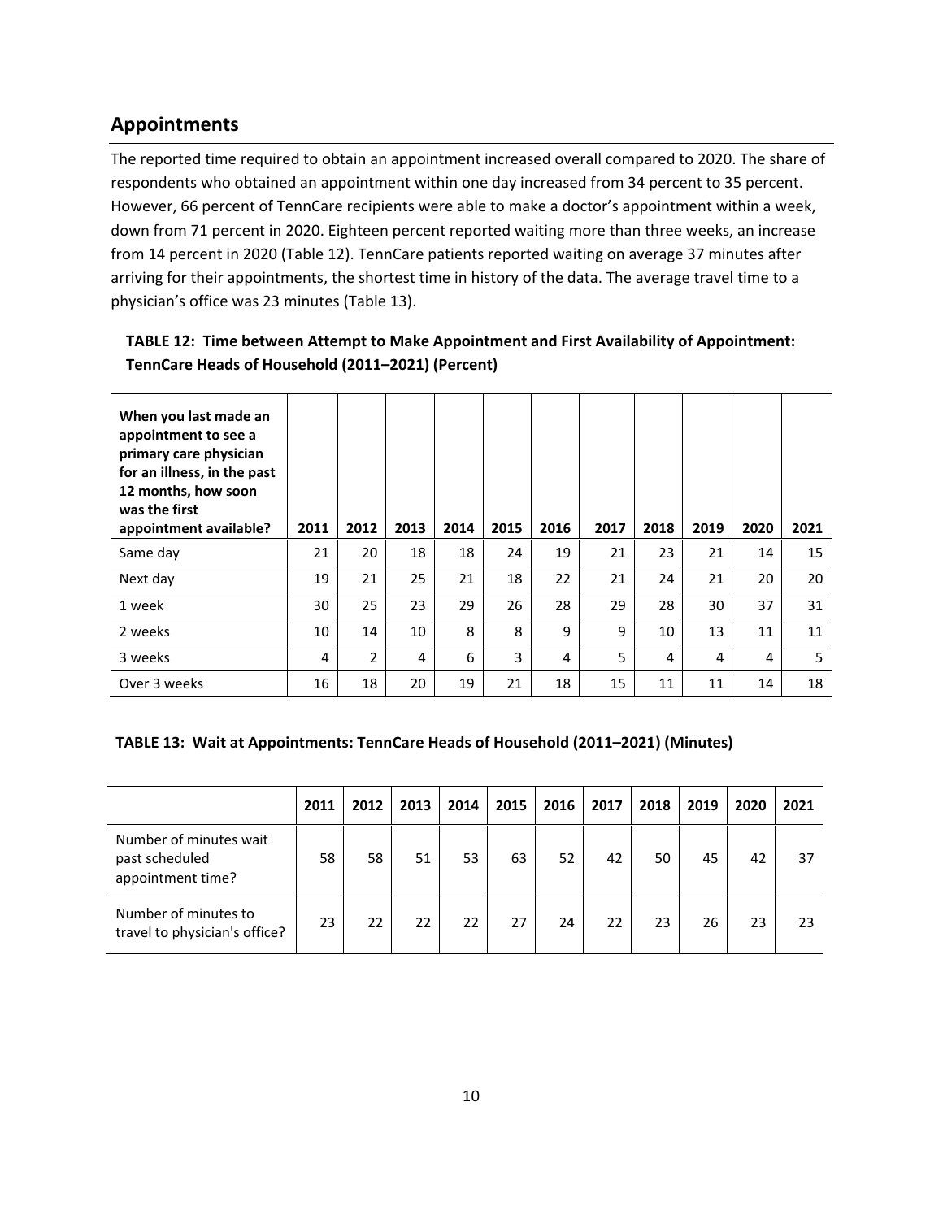## Appointments

The reported time required to obtain an appointment increased overall compared to 2020. The share of respondents who obtained an appointment within one day increased from 34 percent to 35 percent. However, 66 percent of TennCare recipients were able to make a doctor's appointment within a week, down from 71 percent in 2020. Eighteen percent reported waiting more than three weeks, an increase from 14 percent in 2020 (Table 12). TennCare patients reported waiting on average 37 minutes after arriving for their appointments, the shortest time in history of the data. The average travel time to a physician's office was 23 minutes (Table 13).

**TABLE 12: Time between Attempt to Make Appointment and First Availability of Appointment: TennCare Heads of Household (2011–2021) (Percent)**

| When you last made an appointment to see a primary care physician for an illness, in the past 12 months, how soon was the first appointment available? | 2011 | 2012 | 2013 | 2014 | 2015 | 2016 | 2017 | 2018 | 2019 | 2020 | 2021 |
|---|---|---|---|---|---|---|---|---|---|---|---|
| Same day | 21 | 20 | 18 | 18 | 24 | 19 | 21 | 23 | 21 | 14 | 15 |
| Next day | 19 | 21 | 25 | 21 | 18 | 22 | 21 | 24 | 21 | 20 | 20 |
| 1 week | 30 | 25 | 23 | 29 | 26 | 28 | 29 | 28 | 30 | 37 | 31 |
| 2 weeks | 10 | 14 | 10 | 8 | 8 | 9 | 9 | 10 | 13 | 11 | 11 |
| 3 weeks | 4 | 2 | 4 | 6 | 3 | 4 | 5 | 4 | 4 | 4 | 5 |
| Over 3 weeks | 16 | 18 | 20 | 19 | 21 | 18 | 15 | 11 | 11 | 14 | 18 |

**TABLE 13: Wait at Appointments: TennCare Heads of Household (2011–2021) (Minutes)**

| | 2011 | 2012 | 2013 | 2014 | 2015 | 2016 | 2017 | 2018 | 2019 | 2020 | 2021 |
|---|---|---|---|---|---|---|---|---|---|---|---|
| Number of minutes wait past scheduled appointment time? | 58 | 58 | 51 | 53 | 63 | 52 | 42 | 50 | 45 | 42 | 37 |
| Number of minutes to travel to physician's office? | 23 | 22 | 22 | 22 | 27 | 24 | 22 | 23 | 26 | 23 | 23 |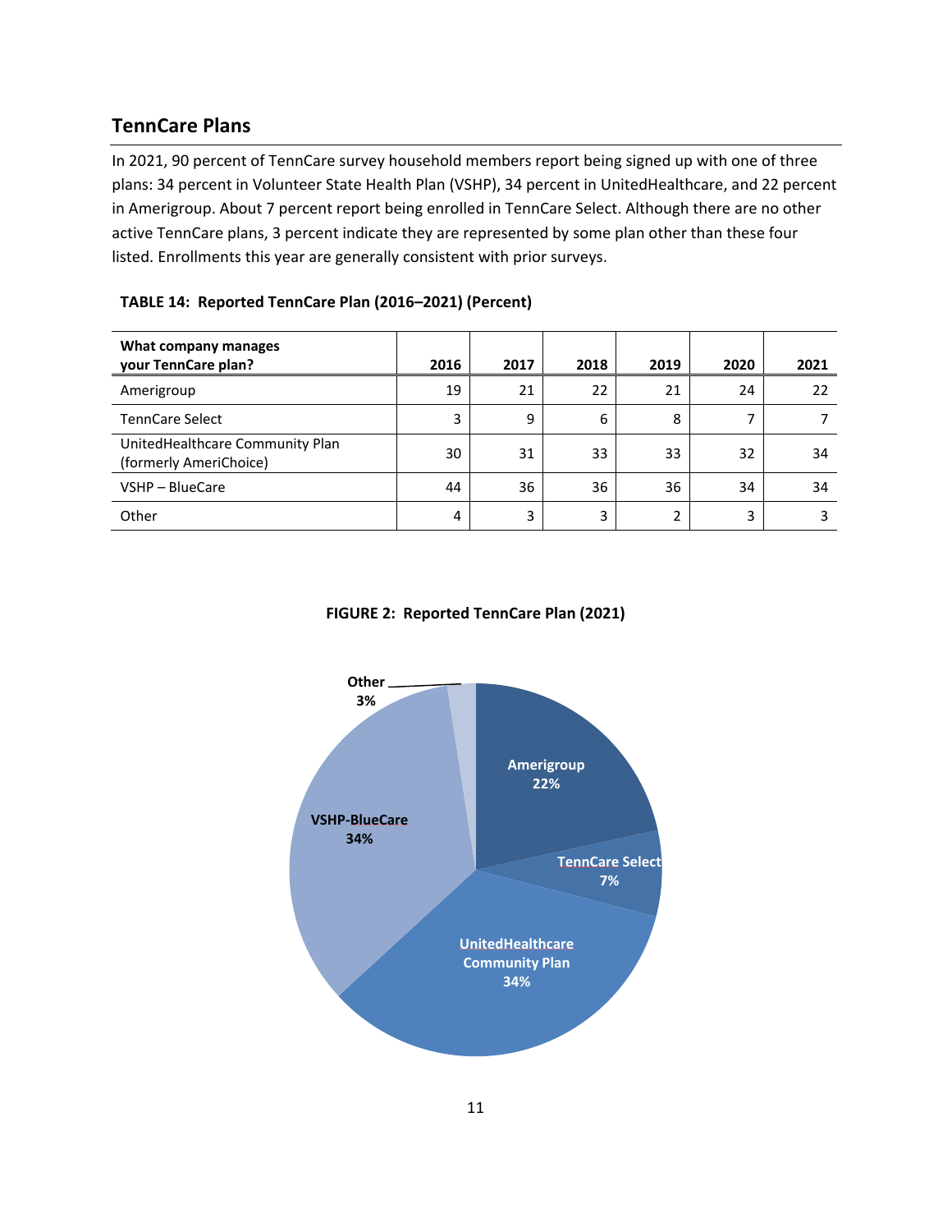## TennCare Plans

In 2021, 90 percent of TennCare survey household members report being signed up with one of three plans: 34 percent in Volunteer State Health Plan (VSHP), 34 percent in UnitedHealthcare, and 22 percent in Amerigroup. About 7 percent report being enrolled in TennCare Select. Although there are no other active TennCare plans, 3 percent indicate they are represented by some plan other than these four listed. Enrollments this year are generally consistent with prior surveys.

**TABLE 14: Reported TennCare Plan (2016–2021) (Percent)**

| What company manages your TennCare plan? | 2016 | 2017 | 2018 | 2019 | 2020 | 2021 |
|---|---|---|---|---|---|---|
| Amerigroup | 19 | 21 | 22 | 21 | 24 | 22 |
| TennCare Select | 3 | 9 | 6 | 8 | 7 | 7 |
| UnitedHealthcare Community Plan (formerly AmeriChoice) | 30 | 31 | 33 | 33 | 32 | 34 |
| VSHP – BlueCare | 44 | 36 | 36 | 36 | 34 | 34 |
| Other | 4 | 3 | 3 | 2 | 3 | 3 |

**FIGURE 2: Reported TennCare Plan (2021)**

| Plan | Percent |
|---|---|
| Amerigroup | 22% |
| TennCare Select | 7% |
| UnitedHealthcare Community Plan | 34% |
| VSHP-BlueCare | 34% |
| Other | 3% |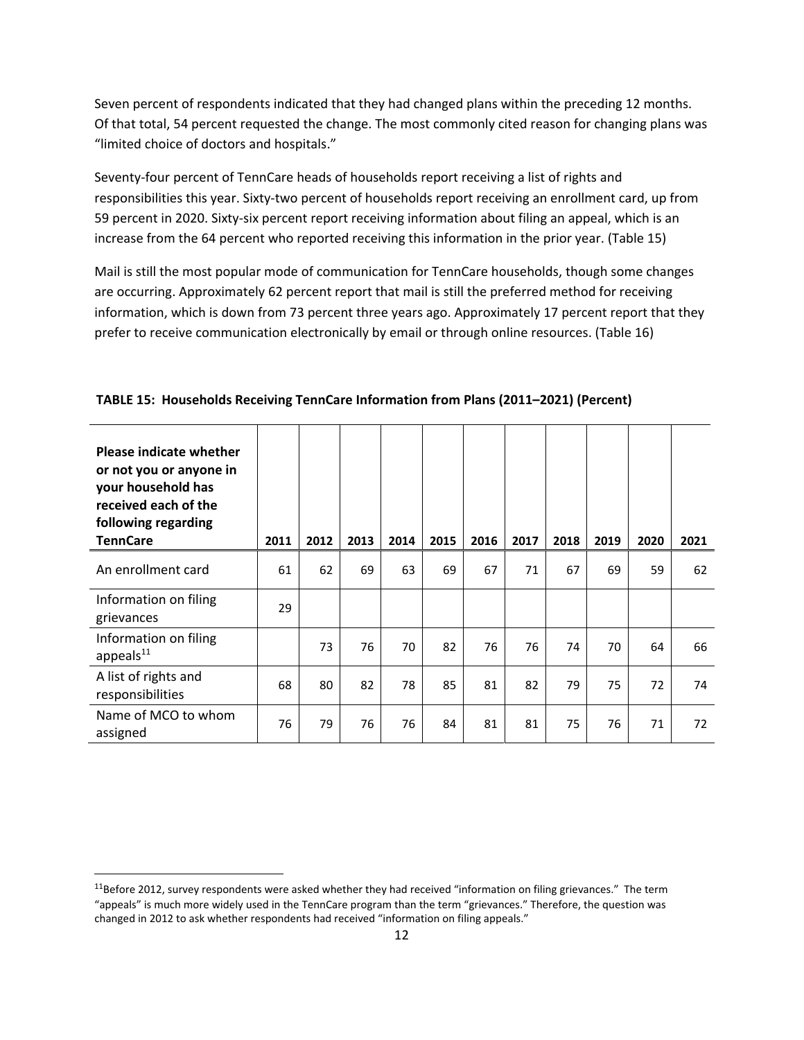Seven percent of respondents indicated that they had changed plans within the preceding 12 months. Of that total, 54 percent requested the change. The most commonly cited reason for changing plans was "limited choice of doctors and hospitals."

Seventy-four percent of TennCare heads of households report receiving a list of rights and responsibilities this year. Sixty-two percent of households report receiving an enrollment card, up from 59 percent in 2020. Sixty-six percent report receiving information about filing an appeal, which is an increase from the 64 percent who reported receiving this information in the prior year. (Table 15)

Mail is still the most popular mode of communication for TennCare households, though some changes are occurring. Approximately 62 percent report that mail is still the preferred method for receiving information, which is down from 73 percent three years ago. Approximately 17 percent report that they prefer to receive communication electronically by email or through online resources. (Table 16)

**TABLE 15: Households Receiving TennCare Information from Plans (2011–2021) (Percent)**

| Please indicate whether or not you or anyone in your household has received each of the following regarding TennCare | 2011 | 2012 | 2013 | 2014 | 2015 | 2016 | 2017 | 2018 | 2019 | 2020 | 2021 |
|---|---|---|---|---|---|---|---|---|---|---|---|
| An enrollment card | 61 | 62 | 69 | 63 | 69 | 67 | 71 | 67 | 69 | 59 | 62 |
| Information on filing grievances | 29 | | | | | | | | | | |
| Information on filing appeals[11] | | 73 | 76 | 70 | 82 | 76 | 76 | 74 | 70 | 64 | 66 |
| A list of rights and responsibilities | 68 | 80 | 82 | 78 | 85 | 81 | 82 | 79 | 75 | 72 | 74 |
| Name of MCO to whom assigned | 76 | 79 | 76 | 76 | 84 | 81 | 81 | 75 | 76 | 71 | 72 |

[11] Before 2012, survey respondents were asked whether they had received "information on filing grievances." The term "appeals" is much more widely used in the TennCare program than the term "grievances." Therefore, the question was changed in 2012 to ask whether respondents had received "information on filing appeals."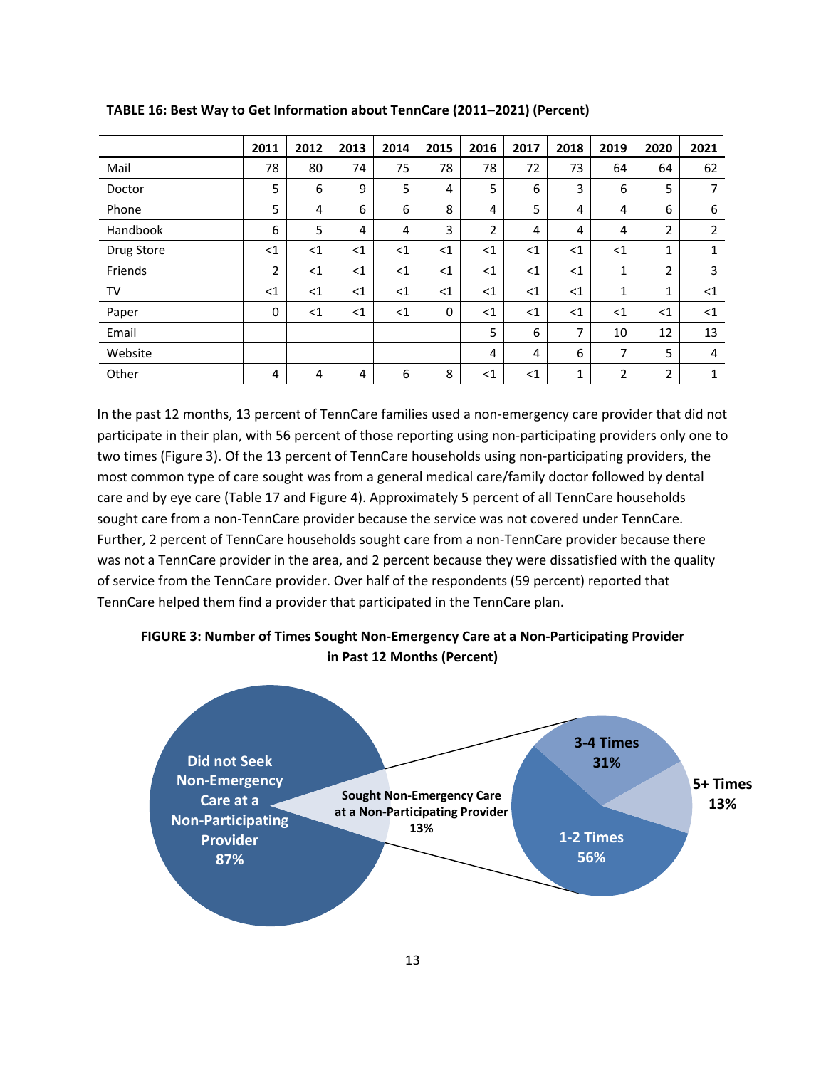**TABLE 16: Best Way to Get Information about TennCare (2011–2021) (Percent)**

| | 2011 | 2012 | 2013 | 2014 | 2015 | 2016 | 2017 | 2018 | 2019 | 2020 | 2021 |
|---|---|---|---|---|---|---|---|---|---|---|---|
| Mail | 78 | 80 | 74 | 75 | 78 | 78 | 72 | 73 | 64 | 64 | 62 |
| Doctor | 5 | 6 | 9 | 5 | 4 | 5 | 6 | 3 | 6 | 5 | 7 |
| Phone | 5 | 4 | 6 | 6 | 8 | 4 | 5 | 4 | 4 | 6 | 6 |
| Handbook | 6 | 5 | 4 | 4 | 3 | 2 | 4 | 4 | 4 | 2 | 2 |
| Drug Store | <1 | <1 | <1 | <1 | <1 | <1 | <1 | <1 | <1 | 1 | 1 |
| Friends | 2 | <1 | <1 | <1 | <1 | <1 | <1 | <1 | 1 | 2 | 3 |
| TV | <1 | <1 | <1 | <1 | <1 | <1 | <1 | <1 | 1 | 1 | <1 |
| Paper | 0 | <1 | <1 | <1 | 0 | <1 | <1 | <1 | <1 | <1 | <1 |
| Email | | | | | | 5 | 6 | 7 | 10 | 12 | 13 |
| Website | | | | | | 4 | 4 | 6 | 7 | 5 | 4 |
| Other | 4 | 4 | 4 | 6 | 8 | <1 | <1 | 1 | 2 | 2 | 1 |

In the past 12 months, 13 percent of TennCare families used a non-emergency care provider that did not participate in their plan, with 56 percent of those reporting using non-participating providers only one to two times (Figure 3). Of the 13 percent of TennCare households using non-participating providers, the most common type of care sought was from a general medical care/family doctor followed by dental care and by eye care (Table 17 and Figure 4). Approximately 5 percent of all TennCare households sought care from a non-TennCare provider because the service was not covered under TennCare. Further, 2 percent of TennCare households sought care from a non-TennCare provider because there was not a TennCare provider in the area, and 2 percent because they were dissatisfied with the quality of service from the TennCare provider. Over half of the respondents (59 percent) reported that TennCare helped them find a provider that participated in the TennCare plan.

**FIGURE 3: Number of Times Sought Non-Emergency Care at a Non-Participating Provider in Past 12 Months (Percent)**

Did not Seek Non-Emergency Care at a Non-Participating Provider 87%

Sought Non-Emergency Care at a Non-Participating Provider 13%

3-4 Times 31%

5+ Times 13%

1-2 Times 56%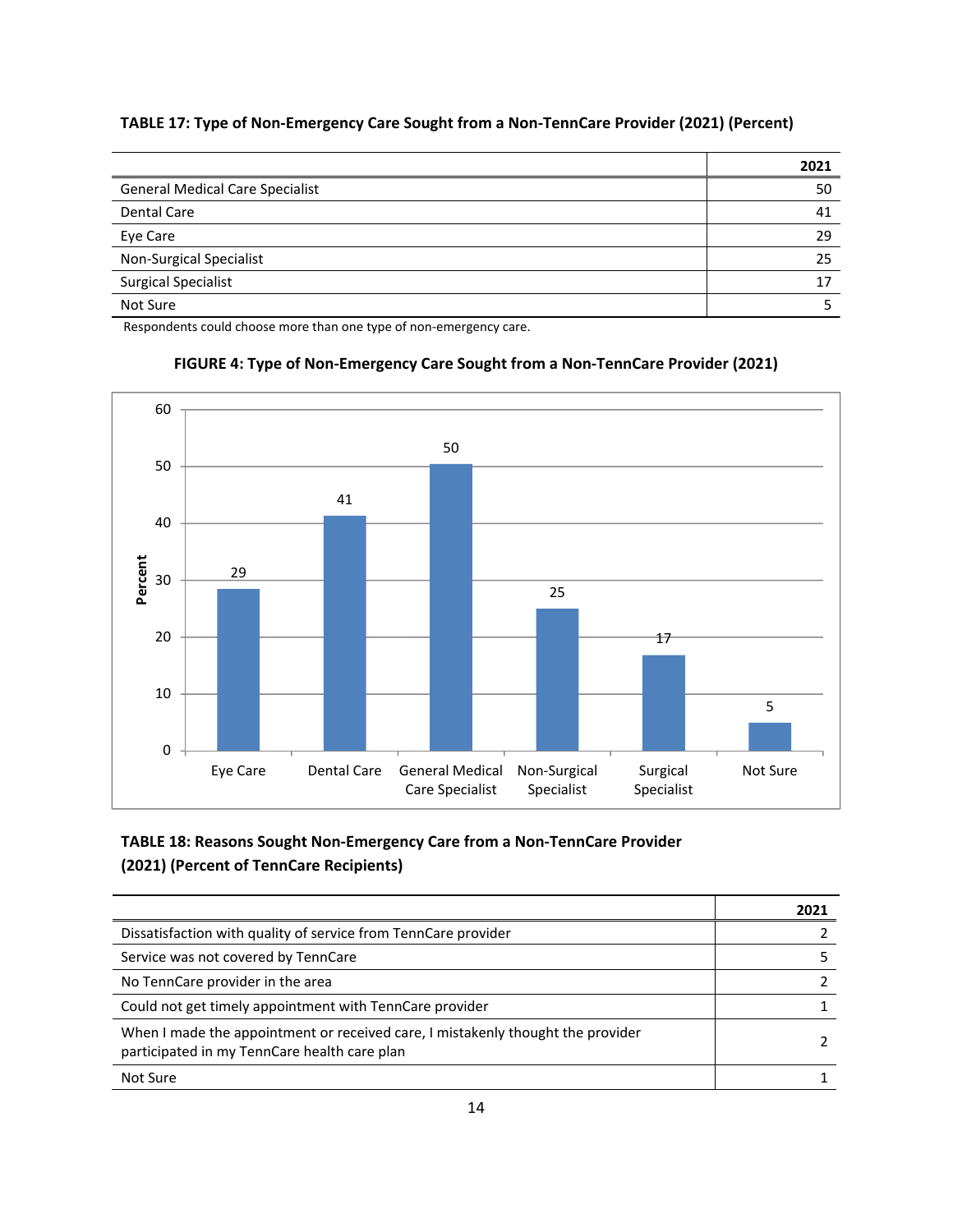**TABLE 17: Type of Non-Emergency Care Sought from a Non-TennCare Provider (2021) (Percent)**

| | 2021 |
|---|---|
| General Medical Care Specialist | 50 |
| Dental Care | 41 |
| Eye Care | 29 |
| Non-Surgical Specialist | 25 |
| Surgical Specialist | 17 |
| Not Sure | 5 |

Respondents could choose more than one type of non-emergency care.

**FIGURE 4: Type of Non-Emergency Care Sought from a Non-TennCare Provider (2021)**

| Type of Care | Percent |
|---|---|
| Eye Care | 29 |
| Dental Care | 41 |
| General Medical Care Specialist | 50 |
| Non-Surgical Specialist | 25 |
| Surgical Specialist | 17 |
| Not Sure | 5 |

**TABLE 18: Reasons Sought Non-Emergency Care from a Non-TennCare Provider (2021) (Percent of TennCare Recipients)**

| | 2021 |
|---|---|
| Dissatisfaction with quality of service from TennCare provider | 2 |
| Service was not covered by TennCare | 5 |
| No TennCare provider in the area | 2 |
| Could not get timely appointment with TennCare provider | 1 |
| When I made the appointment or received care, I mistakenly thought the provider participated in my TennCare health care plan | 2 |
| Not Sure | 1 |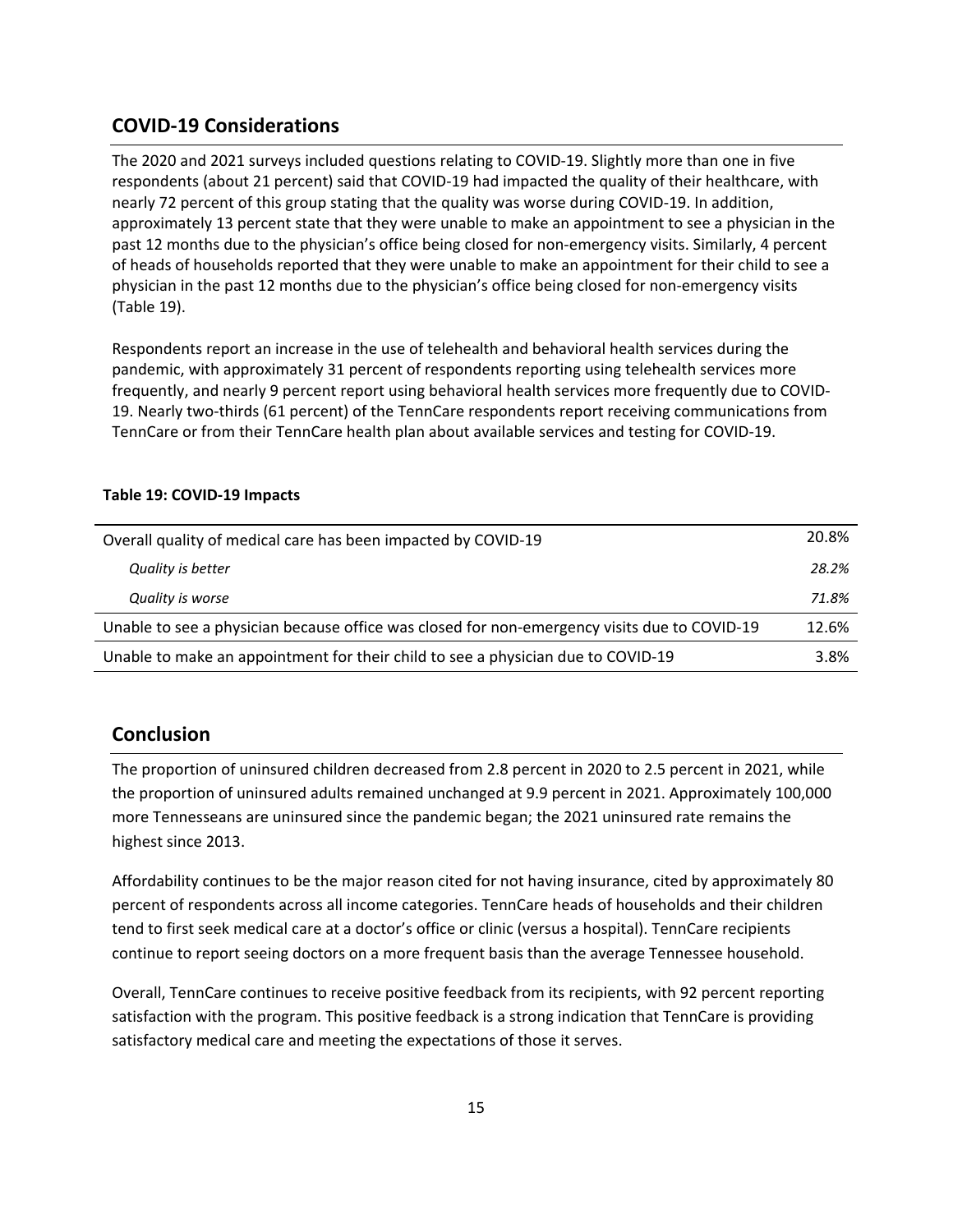## COVID-19 Considerations

The 2020 and 2021 surveys included questions relating to COVID-19. Slightly more than one in five respondents (about 21 percent) said that COVID-19 had impacted the quality of their healthcare, with nearly 72 percent of this group stating that the quality was worse during COVID-19. In addition, approximately 13 percent state that they were unable to make an appointment to see a physician in the past 12 months due to the physician's office being closed for non-emergency visits. Similarly, 4 percent of heads of households reported that they were unable to make an appointment for their child to see a physician in the past 12 months due to the physician's office being closed for non-emergency visits (Table 19).

Respondents report an increase in the use of telehealth and behavioral health services during the pandemic, with approximately 31 percent of respondents reporting using telehealth services more frequently, and nearly 9 percent report using behavioral health services more frequently due to COVID-19. Nearly two-thirds (61 percent) of the TennCare respondents report receiving communications from TennCare or from their TennCare health plan about available services and testing for COVID-19.

**Table 19: COVID-19 Impacts**

| | |
|---|---|
| Overall quality of medical care has been impacted by COVID-19 | 20.8% |
| *Quality is better* | *28.2%* |
| *Quality is worse* | *71.8%* |
| Unable to see a physician because office was closed for non-emergency visits due to COVID-19 | 12.6% |
| Unable to make an appointment for their child to see a physician due to COVID-19 | 3.8% |

## Conclusion

The proportion of uninsured children decreased from 2.8 percent in 2020 to 2.5 percent in 2021, while the proportion of uninsured adults remained unchanged at 9.9 percent in 2021. Approximately 100,000 more Tennesseans are uninsured since the pandemic began; the 2021 uninsured rate remains the highest since 2013.

Affordability continues to be the major reason cited for not having insurance, cited by approximately 80 percent of respondents across all income categories. TennCare heads of households and their children tend to first seek medical care at a doctor's office or clinic (versus a hospital). TennCare recipients continue to report seeing doctors on a more frequent basis than the average Tennessee household.

Overall, TennCare continues to receive positive feedback from its recipients, with 92 percent reporting satisfaction with the program. This positive feedback is a strong indication that TennCare is providing satisfactory medical care and meeting the expectations of those it serves.